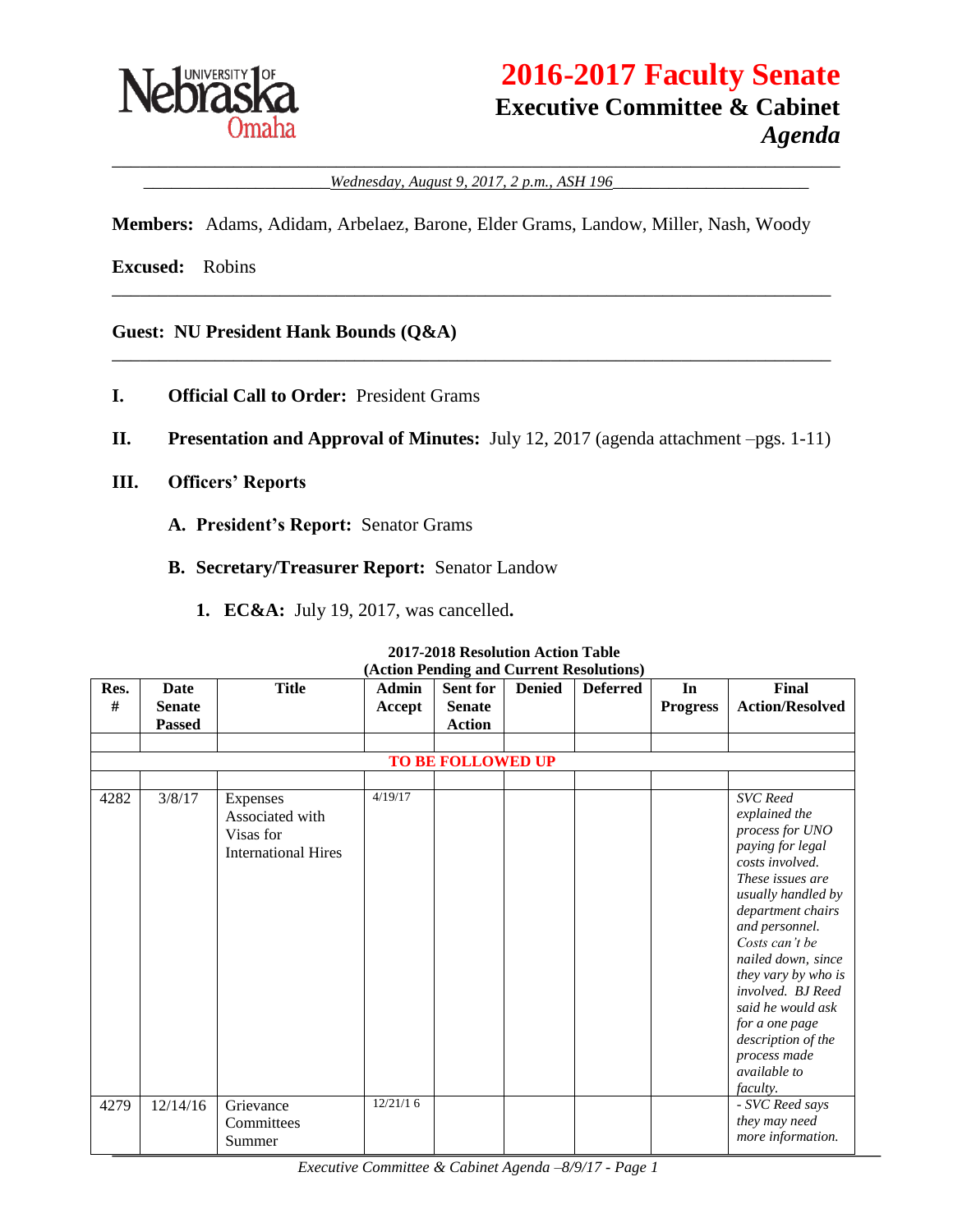# 2016-2017 Faculty Senate

## Executive Committee & Cabinet

## *Agenda*

*Wednesday, August 9, 2017, 2 p.m., ASH 196*

**Members:** Adams, Adidam, Arbelaez, Barone, Elder Grams, Landow, Miller, Nash, Woody

**Excused:** Robins

**Guest: NU President Hank Bounds (Q&A)**

**I. Official Call to Order:** President Grams

**II. Presentation and Approval of Minutes:** July 12, 2017 (agenda attachment –pgs. 1-11)

**III. Officers' Reports**

**A. President's Report:** Senator Grams

**B. Secretary/Treasurer Report:** Senator Landow

**1. EC&A:** July 19, 2017, was cancelled**.**

**2017-2018 Resolution Action Table (Action Pending and Current Resolutions)**

| Res. # | Date Senate Passed | Title | Admin Accept | Sent for Senate Action | Denied | Deferred | In Progress | Final Action/Resolved |
|---|---|---|---|---|---|---|---|---|
| | | | | | | | | |
| **TO BE FOLLOWED UP** | | | | | | | | |
| | | | | | | | | |
| 4282 | 3/8/17 | Expenses Associated with Visas for International Hires | 4/19/17 | | | | | *SVC Reed explained the process for UNO paying for legal costs involved. These issues are usually handled by department chairs and personnel. Costs can't be nailed down, since they vary by who is involved. BJ Reed said he would ask for a one page description of the process made available to faculty.* |
| 4279 | 12/14/16 | Grievance Committees Summer | 12/21/16 | | | | | *- SVC Reed says they may need more information.* |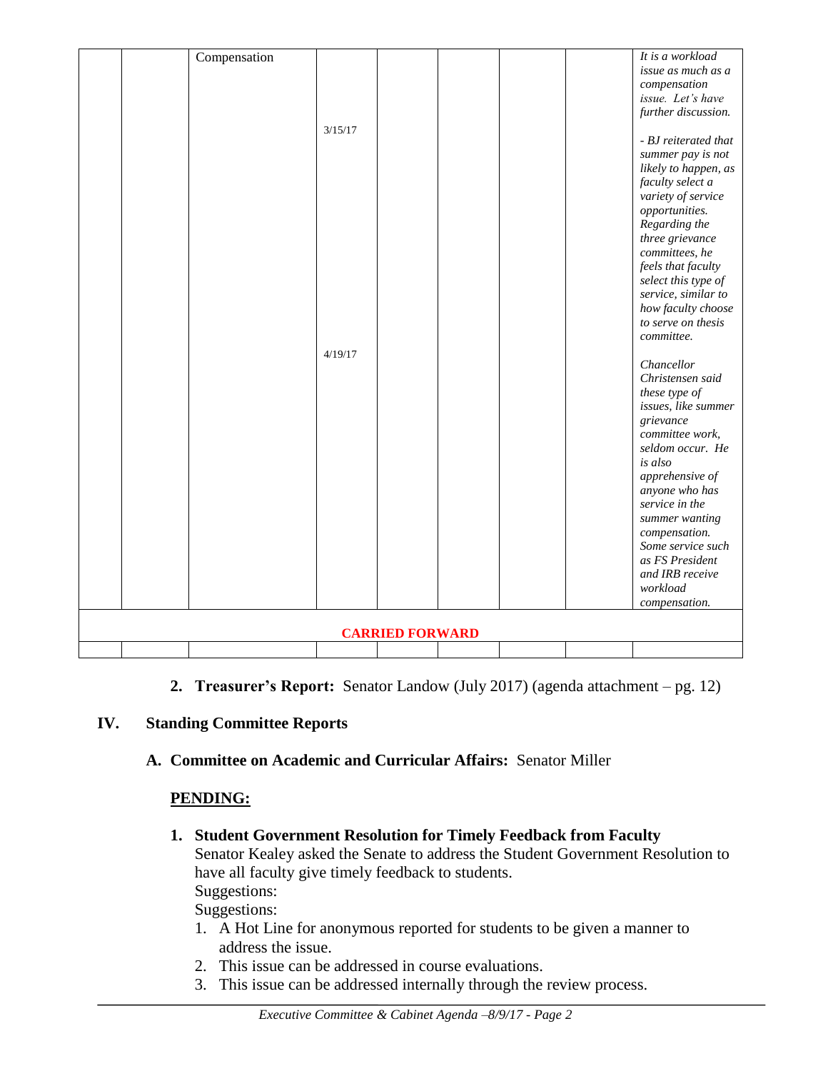| | | | | | | | | |
|---|---|---|---|---|---|---|---|---|
| | | Compensation | 3/15/17<br><br>4/19/17 | | | | | *It is a workload issue as much as a compensation issue. Let's have further discussion.*<br><br>*- BJ reiterated that summer pay is not likely to happen, as faculty select a variety of service opportunities. Regarding the three grievance committees, he feels that faculty select this type of service, similar to how faculty choose to serve on thesis committee.*<br><br>*Chancellor Christensen said these type of issues, like summer grievance committee work, seldom occur. He is also apprehensive of anyone who has service in the summer wanting compensation. Some service such as FS President and IRB receive workload compensation.* |
| **CARRIED FORWARD** | | | | | | | | |
| | | | | | | | | |

2. **Treasurer's Report:** Senator Landow (July 2017) (agenda attachment – pg. 12)

## IV. Standing Committee Reports

### A. Committee on Academic and Curricular Affairs: Senator Miller

**PENDING:**

1. **Student Government Resolution for Timely Feedback from Faculty**
   Senator Kealey asked the Senate to address the Student Government Resolution to have all faculty give timely feedback to students.
   Suggestions:
   Suggestions:
   1. A Hot Line for anonymous reported for students to be given a manner to address the issue.
   2. This issue can be addressed in course evaluations.
   3. This issue can be addressed internally through the review process.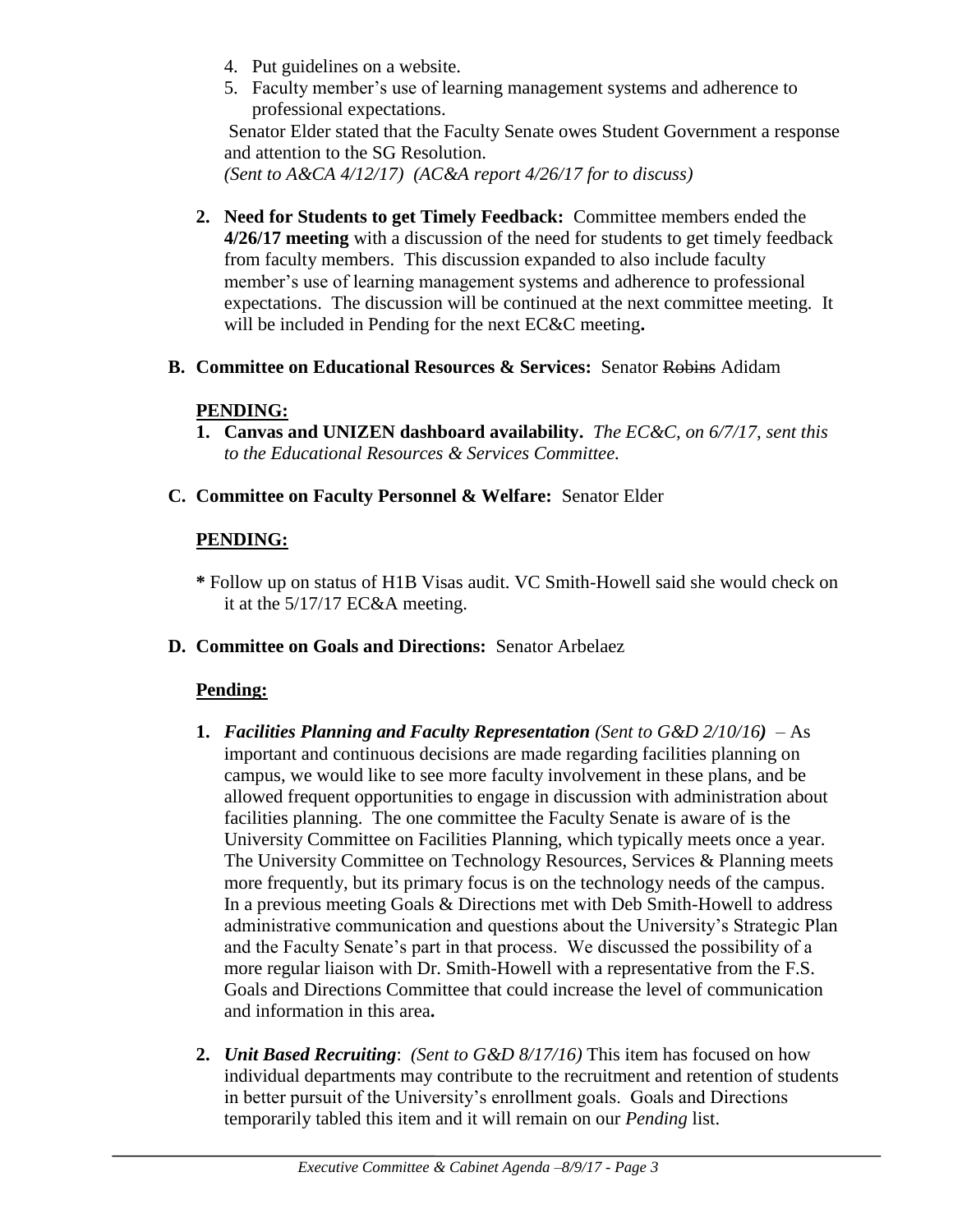4. Put guidelines on a website.
5. Faculty member's use of learning management systems and adherence to professional expectations.

Senator Elder stated that the Faculty Senate owes Student Government a response and attention to the SG Resolution.
*(Sent to A&CA 4/12/17) (AC&A report 4/26/17 for to discuss)*

2. **Need for Students to get Timely Feedback:** Committee members ended the **4/26/17 meeting** with a discussion of the need for students to get timely feedback from faculty members. This discussion expanded to also include faculty member's use of learning management systems and adherence to professional expectations. The discussion will be continued at the next committee meeting. It will be included in Pending for the next EC&C meeting**.**

**B. Committee on Educational Resources & Services:** Senator ~~Robins~~ Adidam

**PENDING:**

1. **Canvas and UNIZEN dashboard availability.** *The EC&C, on 6/7/17, sent this to the Educational Resources & Services Committee.*

**C. Committee on Faculty Personnel & Welfare:** Senator Elder

**PENDING:**

**\*** Follow up on status of H1B Visas audit. VC Smith-Howell said she would check on it at the 5/17/17 EC&A meeting.

**D. Committee on Goals and Directions:** Senator Arbelaez

**Pending:**

1. ***Facilities Planning and Faculty Representation** (Sent to G&D 2/10/16)* – As important and continuous decisions are made regarding facilities planning on campus, we would like to see more faculty involvement in these plans, and be allowed frequent opportunities to engage in discussion with administration about facilities planning. The one committee the Faculty Senate is aware of is the University Committee on Facilities Planning, which typically meets once a year. The University Committee on Technology Resources, Services & Planning meets more frequently, but its primary focus is on the technology needs of the campus. In a previous meeting Goals & Directions met with Deb Smith-Howell to address administrative communication and questions about the University's Strategic Plan and the Faculty Senate's part in that process. We discussed the possibility of a more regular liaison with Dr. Smith-Howell with a representative from the F.S. Goals and Directions Committee that could increase the level of communication and information in this area**.**

2. ***Unit Based Recruiting***: *(Sent to G&D 8/17/16)* This item has focused on how individual departments may contribute to the recruitment and retention of students in better pursuit of the University's enrollment goals. Goals and Directions temporarily tabled this item and it will remain on our *Pending* list.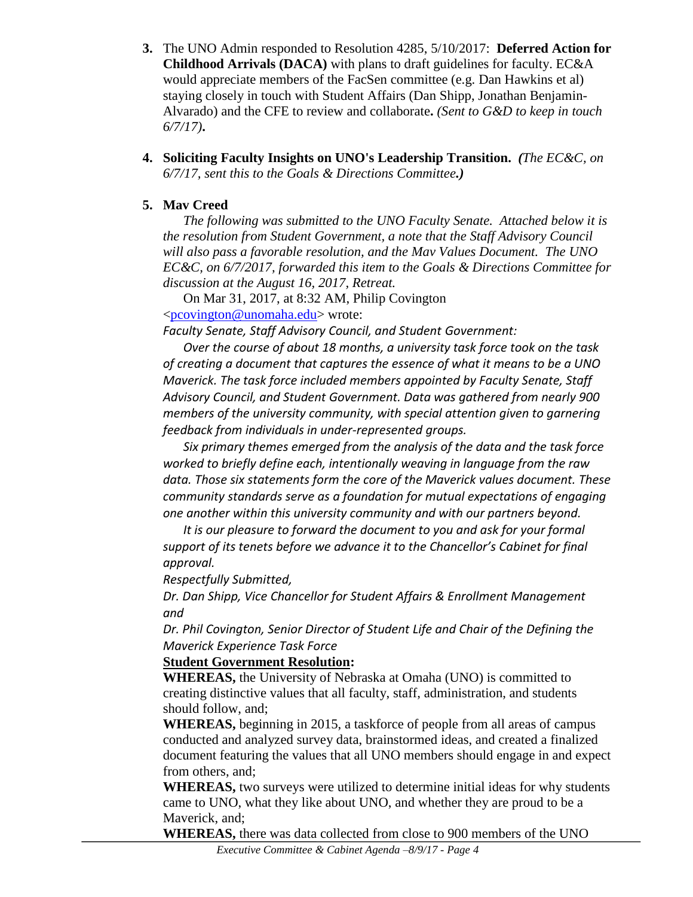3. The UNO Admin responded to Resolution 4285, 5/10/2017: **Deferred Action for Childhood Arrivals (DACA)** with plans to draft guidelines for faculty. EC&A would appreciate members of the FacSen committee (e.g. Dan Hawkins et al) staying closely in touch with Student Affairs (Dan Shipp, Jonathan Benjamin-Alvarado) and the CFE to review and collaborate**.** *(Sent to G&D to keep in touch 6/7/17)***.**

4. **Soliciting Faculty Insights on UNO's Leadership Transition.** ***(****The EC&C, on 6/7/17, sent this to the Goals & Directions Committee****.)***

5. **Mav Creed**

   *The following was submitted to the UNO Faculty Senate. Attached below it is the resolution from Student Government, a note that the Staff Advisory Council will also pass a favorable resolution, and the Mav Values Document. The UNO EC&C, on 6/7/2017, forwarded this item to the Goals & Directions Committee for discussion at the August 16, 2017, Retreat.*

   On Mar 31, 2017, at 8:32 AM, Philip Covington <pcovington@unomaha.edu> wrote:

   *Faculty Senate, Staff Advisory Council, and Student Government:*

   *Over the course of about 18 months, a university task force took on the task of creating a document that captures the essence of what it means to be a UNO Maverick. The task force included members appointed by Faculty Senate, Staff Advisory Council, and Student Government. Data was gathered from nearly 900 members of the university community, with special attention given to garnering feedback from individuals in under-represented groups.*

   *Six primary themes emerged from the analysis of the data and the task force worked to briefly define each, intentionally weaving in language from the raw data. Those six statements form the core of the Maverick values document. These community standards serve as a foundation for mutual expectations of engaging one another within this university community and with our partners beyond.*

   *It is our pleasure to forward the document to you and ask for your formal support of its tenets before we advance it to the Chancellor's Cabinet for final approval.*

   *Respectfully Submitted,*

   *Dr. Dan Shipp, Vice Chancellor for Student Affairs & Enrollment Management and*

   *Dr. Phil Covington, Senior Director of Student Life and Chair of the Defining the Maverick Experience Task Force*

   **Student Government Resolution:**

   **WHEREAS,** the University of Nebraska at Omaha (UNO) is committed to creating distinctive values that all faculty, staff, administration, and students should follow, and;

   **WHEREAS,** beginning in 2015, a taskforce of people from all areas of campus conducted and analyzed survey data, brainstormed ideas, and created a finalized document featuring the values that all UNO members should engage in and expect from others, and;

   **WHEREAS,** two surveys were utilized to determine initial ideas for why students came to UNO, what they like about UNO, and whether they are proud to be a Maverick, and;

   **WHEREAS,** there was data collected from close to 900 members of the UNO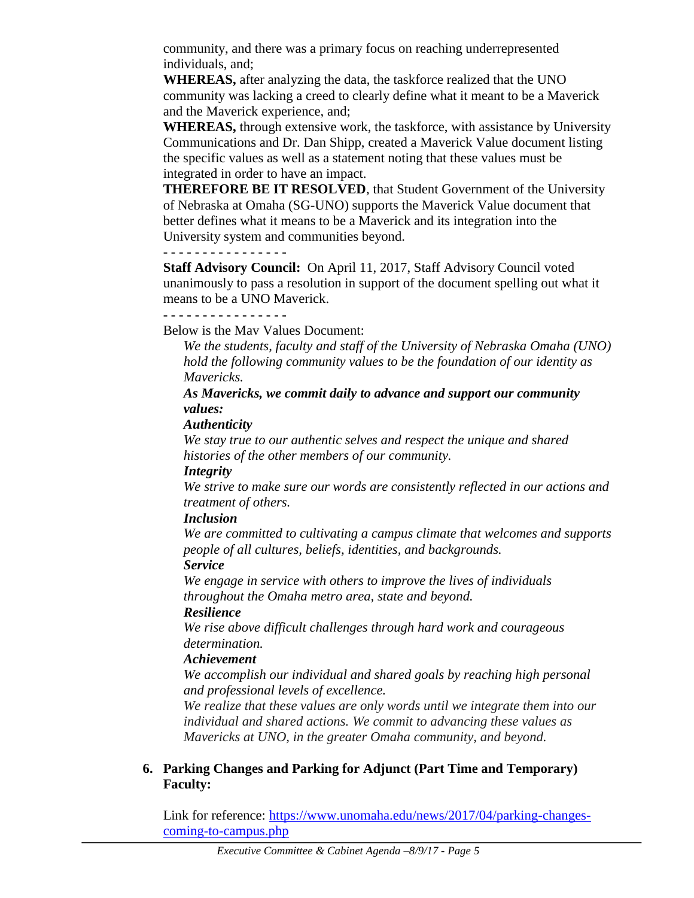community, and there was a primary focus on reaching underrepresented individuals, and;

**WHEREAS,** after analyzing the data, the taskforce realized that the UNO community was lacking a creed to clearly define what it meant to be a Maverick and the Maverick experience, and;

**WHEREAS,** through extensive work, the taskforce, with assistance by University Communications and Dr. Dan Shipp, created a Maverick Value document listing the specific values as well as a statement noting that these values must be integrated in order to have an impact.

**THEREFORE BE IT RESOLVED**, that Student Government of the University of Nebraska at Omaha (SG-UNO) supports the Maverick Value document that better defines what it means to be a Maverick and its integration into the University system and communities beyond.

\- - - - - - - - - - - - - - - -

**Staff Advisory Council:** On April 11, 2017, Staff Advisory Council voted unanimously to pass a resolution in support of the document spelling out what it means to be a UNO Maverick.

\- - - - - - - - - - - - - - - -

Below is the Mav Values Document:

> *We the students, faculty and staff of the University of Nebraska Omaha (UNO) hold the following community values to be the foundation of our identity as Mavericks.*
>
> ***As Mavericks, we commit daily to advance and support our community values:***
>
> ***Authenticity***
>
> *We stay true to our authentic selves and respect the unique and shared histories of the other members of our community.*
>
> ***Integrity***
>
> *We strive to make sure our words are consistently reflected in our actions and treatment of others.*
>
> ***Inclusion***
>
> *We are committed to cultivating a campus climate that welcomes and supports people of all cultures, beliefs, identities, and backgrounds.*
>
> ***Service***
>
> *We engage in service with others to improve the lives of individuals throughout the Omaha metro area, state and beyond.*
>
> ***Resilience***
>
> *We rise above difficult challenges through hard work and courageous determination.*
>
> ***Achievement***
>
> *We accomplish our individual and shared goals by reaching high personal and professional levels of excellence.*
>
> *We realize that these values are only words until we integrate them into our individual and shared actions. We commit to advancing these values as Mavericks at UNO, in the greater Omaha community, and beyond.*

6. **Parking Changes and Parking for Adjunct (Part Time and Temporary) Faculty:**

   Link for reference: https://www.unomaha.edu/news/2017/04/parking-changes-coming-to-campus.php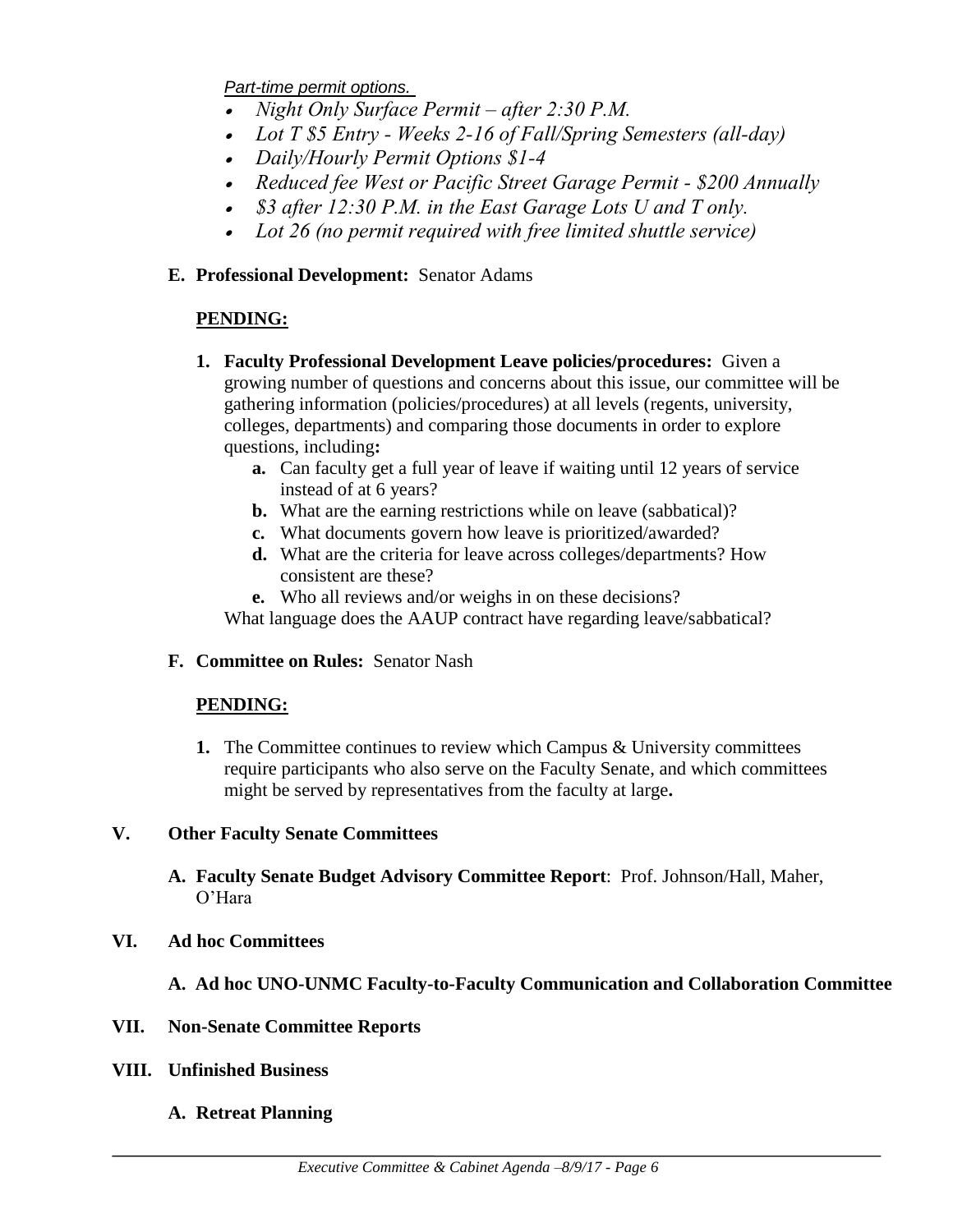*Part-time permit options.*

- *Night Only Surface Permit – after 2:30 P.M.*
- *Lot T $5 Entry - Weeks 2-16 of Fall/Spring Semesters (all-day)*
- *Daily/Hourly Permit Options $1-4*
- *Reduced fee West or Pacific Street Garage Permit - $200 Annually*
- *$3 after 12:30 P.M. in the East Garage Lots U and T only.*
- *Lot 26 (no permit required with free limited shuttle service)*

**E. Professional Development:** Senator Adams

**PENDING:**

1. **Faculty Professional Development Leave policies/procedures:** Given a growing number of questions and concerns about this issue, our committee will be gathering information (policies/procedures) at all levels (regents, university, colleges, departments) and comparing those documents in order to explore questions, including**:**
   - **a.** Can faculty get a full year of leave if waiting until 12 years of service instead of at 6 years?
   - **b.** What are the earning restrictions while on leave (sabbatical)?
   - **c.** What documents govern how leave is prioritized/awarded?
   - **d.** What are the criteria for leave across colleges/departments? How consistent are these?
   - **e.** Who all reviews and/or weighs in on these decisions?

   What language does the AAUP contract have regarding leave/sabbatical?

**F. Committee on Rules:** Senator Nash

**PENDING:**

1. The Committee continues to review which Campus & University committees require participants who also serve on the Faculty Senate, and which committees might be served by representatives from the faculty at large**.**

## V. Other Faculty Senate Committees

**A. Faculty Senate Budget Advisory Committee Report**: Prof. Johnson/Hall, Maher, O'Hara

## VI. Ad hoc Committees

**A. Ad hoc UNO-UNMC Faculty-to-Faculty Communication and Collaboration Committee**

## VII. Non-Senate Committee Reports

## VIII. Unfinished Business

**A. Retreat Planning**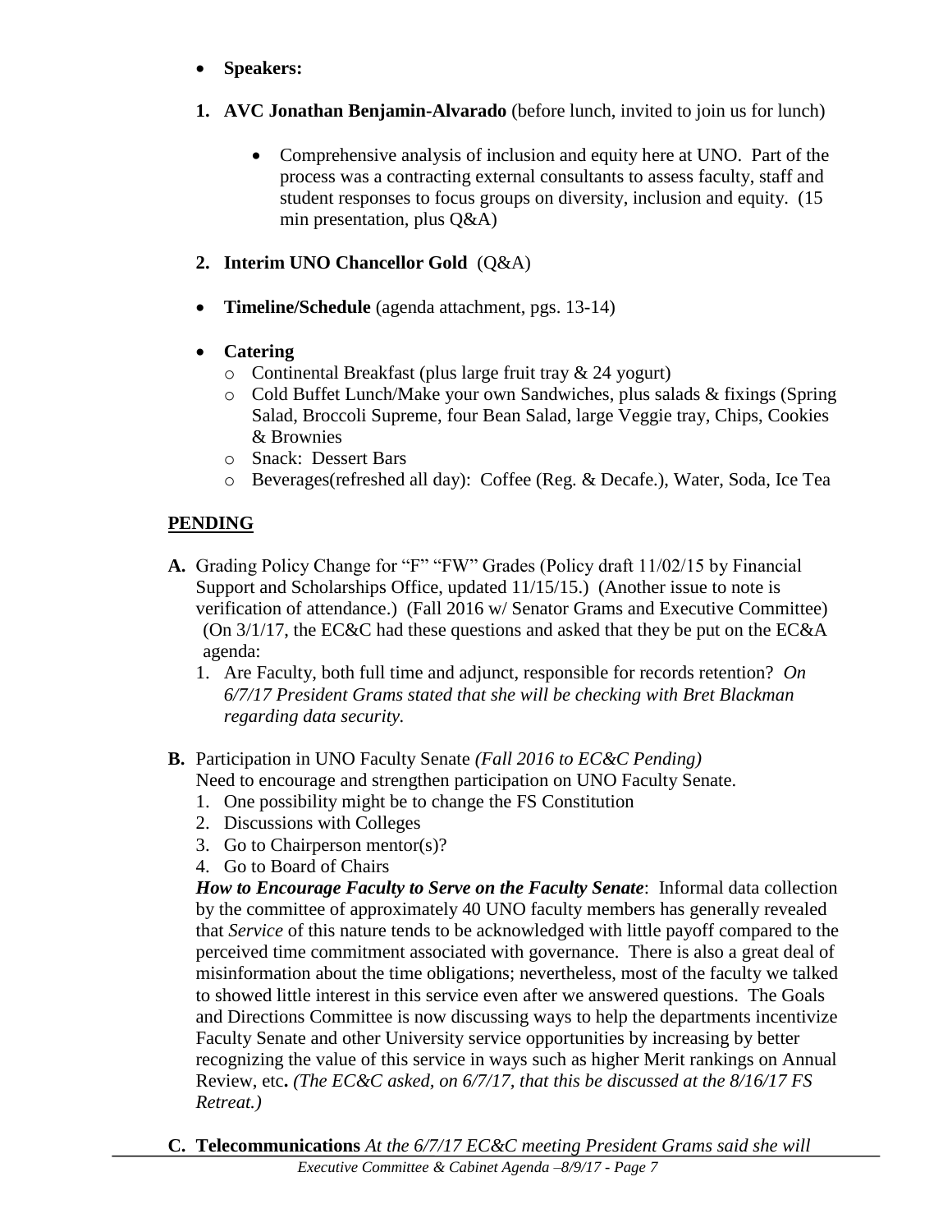- **Speakers:**

1. **AVC Jonathan Benjamin-Alvarado** (before lunch, invited to join us for lunch)

    - Comprehensive analysis of inclusion and equity here at UNO. Part of the process was a contracting external consultants to assess faculty, staff and student responses to focus groups on diversity, inclusion and equity. (15 min presentation, plus Q&A)

2. **Interim UNO Chancellor Gold** (Q&A)

- **Timeline/Schedule** (agenda attachment, pgs. 13-14)

- **Catering**
    - Continental Breakfast (plus large fruit tray & 24 yogurt)
    - Cold Buffet Lunch/Make your own Sandwiches, plus salads & fixings (Spring Salad, Broccoli Supreme, four Bean Salad, large Veggie tray, Chips, Cookies & Brownies
    - Snack: Dessert Bars
    - Beverages(refreshed all day): Coffee (Reg. & Decafe.), Water, Soda, Ice Tea

## PENDING

**A.** Grading Policy Change for "F" "FW" Grades (Policy draft 11/02/15 by Financial Support and Scholarships Office, updated 11/15/15.) (Another issue to note is verification of attendance.) (Fall 2016 w/ Senator Grams and Executive Committee) (On 3/1/17, the EC&C had these questions and asked that they be put on the EC&A agenda:

1. Are Faculty, both full time and adjunct, responsible for records retention? *On 6/7/17 President Grams stated that she will be checking with Bret Blackman regarding data security.*

**B.** Participation in UNO Faculty Senate *(Fall 2016 to EC&C Pending)*
Need to encourage and strengthen participation on UNO Faculty Senate.

1. One possibility might be to change the FS Constitution
2. Discussions with Colleges
3. Go to Chairperson mentor(s)?
4. Go to Board of Chairs

***How to Encourage Faculty to Serve on the Faculty Senate***: Informal data collection by the committee of approximately 40 UNO faculty members has generally revealed that *Service* of this nature tends to be acknowledged with little payoff compared to the perceived time commitment associated with governance. There is also a great deal of misinformation about the time obligations; nevertheless, most of the faculty we talked to showed little interest in this service even after we answered questions. The Goals and Directions Committee is now discussing ways to help the departments incentivize Faculty Senate and other University service opportunities by increasing by better recognizing the value of this service in ways such as higher Merit rankings on Annual Review, etc**.** *(The EC&C asked, on 6/7/17, that this be discussed at the 8/16/17 FS Retreat.)*

**C. Telecommunications** *At the 6/7/17 EC&C meeting President Grams said she will*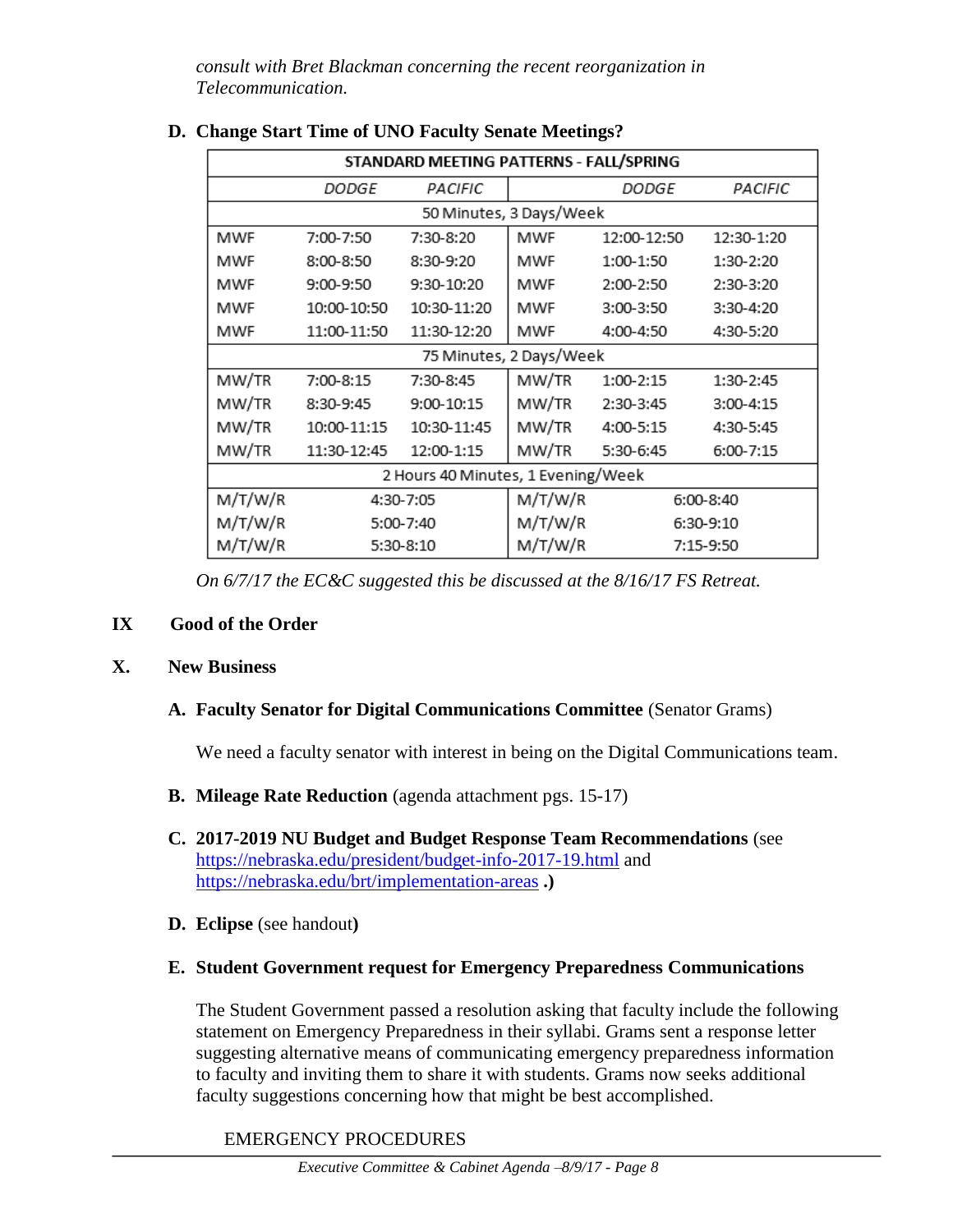*consult with Bret Blackman concerning the recent reorganization in Telecommunication.*

**D. Change Start Time of UNO Faculty Senate Meetings?**

| STANDARD MEETING PATTERNS - FALL/SPRING | | | | | |
|---|---|---|---|---|---|
| | *DODGE* | *PACIFIC* | | *DODGE* | *PACIFIC* |
| 50 Minutes, 3 Days/Week | | | | | |
| MWF | 7:00-7:50 | 7:30-8:20 | MWF | 12:00-12:50 | 12:30-1:20 |
| MWF | 8:00-8:50 | 8:30-9:20 | MWF | 1:00-1:50 | 1:30-2:20 |
| MWF | 9:00-9:50 | 9:30-10:20 | MWF | 2:00-2:50 | 2:30-3:20 |
| MWF | 10:00-10:50 | 10:30-11:20 | MWF | 3:00-3:50 | 3:30-4:20 |
| MWF | 11:00-11:50 | 11:30-12:20 | MWF | 4:00-4:50 | 4:30-5:20 |
| 75 Minutes, 2 Days/Week | | | | | |
| MW/TR | 7:00-8:15 | 7:30-8:45 | MW/TR | 1:00-2:15 | 1:30-2:45 |
| MW/TR | 8:30-9:45 | 9:00-10:15 | MW/TR | 2:30-3:45 | 3:00-4:15 |
| MW/TR | 10:00-11:15 | 10:30-11:45 | MW/TR | 4:00-5:15 | 4:30-5:45 |
| MW/TR | 11:30-12:45 | 12:00-1:15 | MW/TR | 5:30-6:45 | 6:00-7:15 |
| 2 Hours 40 Minutes, 1 Evening/Week | | | | | |
| M/T/W/R | 4:30-7:05 | | M/T/W/R | 6:00-8:40 | |
| M/T/W/R | 5:00-7:40 | | M/T/W/R | 6:30-9:10 | |
| M/T/W/R | 5:30-8:10 | | M/T/W/R | 7:15-9:50 | |

*On 6/7/17 the EC&C suggested this be discussed at the 8/16/17 FS Retreat.*

## IX Good of the Order

## X. New Business

**A. Faculty Senator for Digital Communications Committee** (Senator Grams)

We need a faculty senator with interest in being on the Digital Communications team.

**B. Mileage Rate Reduction** (agenda attachment pgs. 15-17)

**C. 2017-2019 NU Budget and Budget Response Team Recommendations** (see https://nebraska.edu/president/budget-info-2017-19.html and https://nebraska.edu/brt/implementation-areas **.)**

**D. Eclipse** (see handout**)**

**E. Student Government request for Emergency Preparedness Communications**

The Student Government passed a resolution asking that faculty include the following statement on Emergency Preparedness in their syllabi. Grams sent a response letter suggesting alternative means of communicating emergency preparedness information to faculty and inviting them to share it with students. Grams now seeks additional faculty suggestions concerning how that might be best accomplished.

EMERGENCY PROCEDURES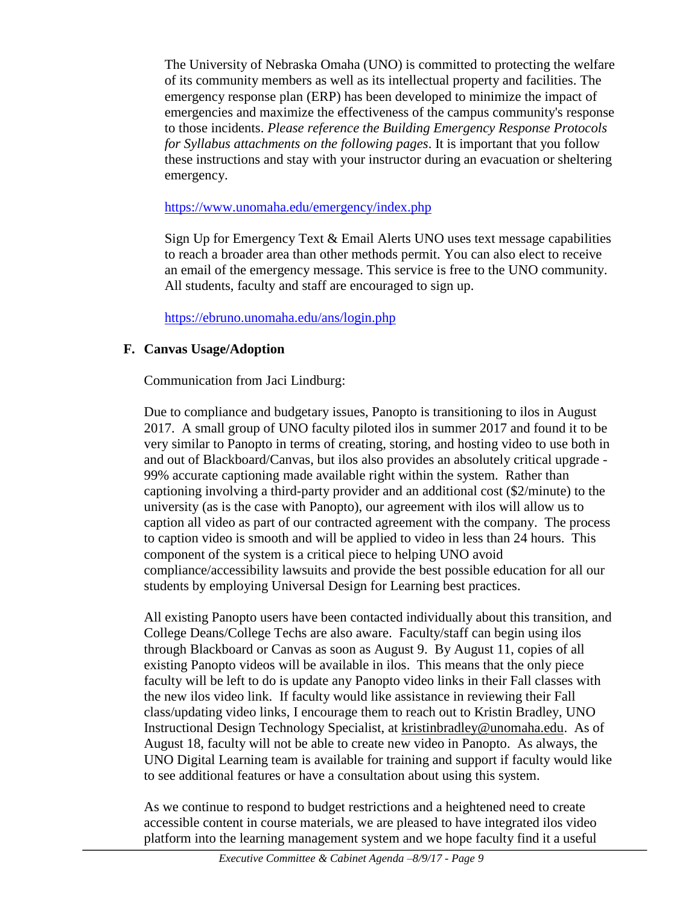The University of Nebraska Omaha (UNO) is committed to protecting the welfare of its community members as well as its intellectual property and facilities. The emergency response plan (ERP) has been developed to minimize the impact of emergencies and maximize the effectiveness of the campus community's response to those incidents. *Please reference the Building Emergency Response Protocols for Syllabus attachments on the following pages*. It is important that you follow these instructions and stay with your instructor during an evacuation or sheltering emergency.

https://www.unomaha.edu/emergency/index.php

Sign Up for Emergency Text & Email Alerts UNO uses text message capabilities to reach a broader area than other methods permit. You can also elect to receive an email of the emergency message. This service is free to the UNO community. All students, faculty and staff are encouraged to sign up.

https://ebruno.unomaha.edu/ans/login.php

**F. Canvas Usage/Adoption**

Communication from Jaci Lindburg:

Due to compliance and budgetary issues, Panopto is transitioning to ilos in August 2017. A small group of UNO faculty piloted ilos in summer 2017 and found it to be very similar to Panopto in terms of creating, storing, and hosting video to use both in and out of Blackboard/Canvas, but ilos also provides an absolutely critical upgrade - 99% accurate captioning made available right within the system. Rather than captioning involving a third-party provider and an additional cost ($2/minute) to the university (as is the case with Panopto), our agreement with ilos will allow us to caption all video as part of our contracted agreement with the company. The process to caption video is smooth and will be applied to video in less than 24 hours. This component of the system is a critical piece to helping UNO avoid compliance/accessibility lawsuits and provide the best possible education for all our students by employing Universal Design for Learning best practices.

All existing Panopto users have been contacted individually about this transition, and College Deans/College Techs are also aware. Faculty/staff can begin using ilos through Blackboard or Canvas as soon as August 9. By August 11, copies of all existing Panopto videos will be available in ilos. This means that the only piece faculty will be left to do is update any Panopto video links in their Fall classes with the new ilos video link. If faculty would like assistance in reviewing their Fall class/updating video links, I encourage them to reach out to Kristin Bradley, UNO Instructional Design Technology Specialist, at kristinbradley@unomaha.edu. As of August 18, faculty will not be able to create new video in Panopto. As always, the UNO Digital Learning team is available for training and support if faculty would like to see additional features or have a consultation about using this system.

As we continue to respond to budget restrictions and a heightened need to create accessible content in course materials, we are pleased to have integrated ilos video platform into the learning management system and we hope faculty find it a useful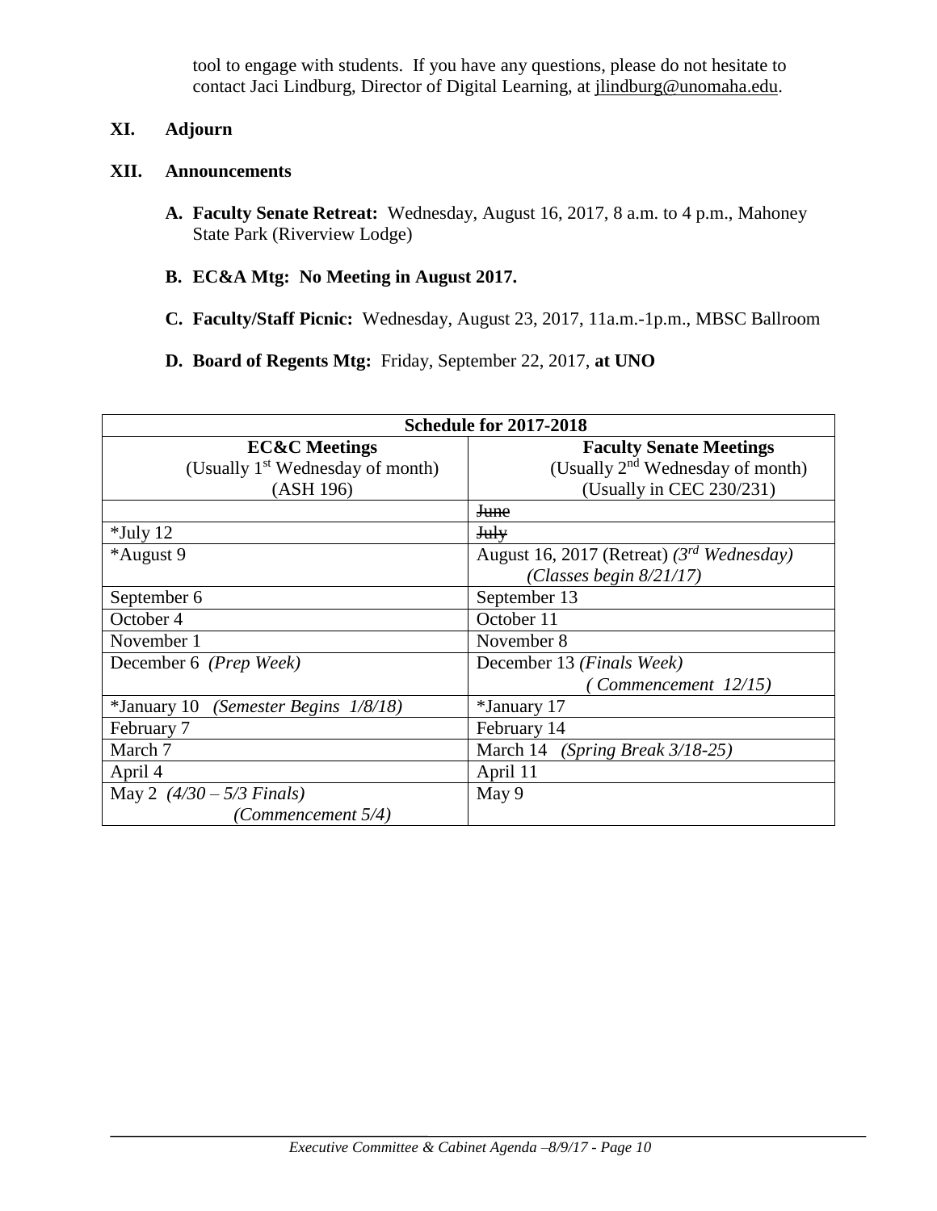tool to engage with students. If you have any questions, please do not hesitate to contact Jaci Lindburg, Director of Digital Learning, at jlindburg@unomaha.edu.

**XI. Adjourn**

**XII. Announcements**

**A. Faculty Senate Retreat:** Wednesday, August 16, 2017, 8 a.m. to 4 p.m., Mahoney State Park (Riverview Lodge)

**B. EC&A Mtg: No Meeting in August 2017.**

**C. Faculty/Staff Picnic:** Wednesday, August 23, 2017, 11a.m.-1p.m., MBSC Ballroom

**D. Board of Regents Mtg:** Friday, September 22, 2017, **at UNO**

| **Schedule for 2017-2018** | |
|---|---|
| **EC&C Meetings** (Usually 1st Wednesday of month) (ASH 196) | **Faculty Senate Meetings** (Usually 2nd Wednesday of month) (Usually in CEC 230/231) |
| | ~~June~~ |
| *July 12 | ~~July~~ |
| *August 9 | August 16, 2017 (Retreat) *(3rd Wednesday)* *(Classes begin 8/21/17)* |
| September 6 | September 13 |
| October 4 | October 11 |
| November 1 | November 8 |
| December 6 *(Prep Week)* | December 13 *(Finals Week)* *(Commencement 12/15)* |
| *January 10 *(Semester Begins 1/8/18)* | *January 17 |
| February 7 | February 14 |
| March 7 | March 14 *(Spring Break 3/18-25)* |
| April 4 | April 11 |
| May 2 *(4/30 – 5/3 Finals)* *(Commencement 5/4)* | May 9 |